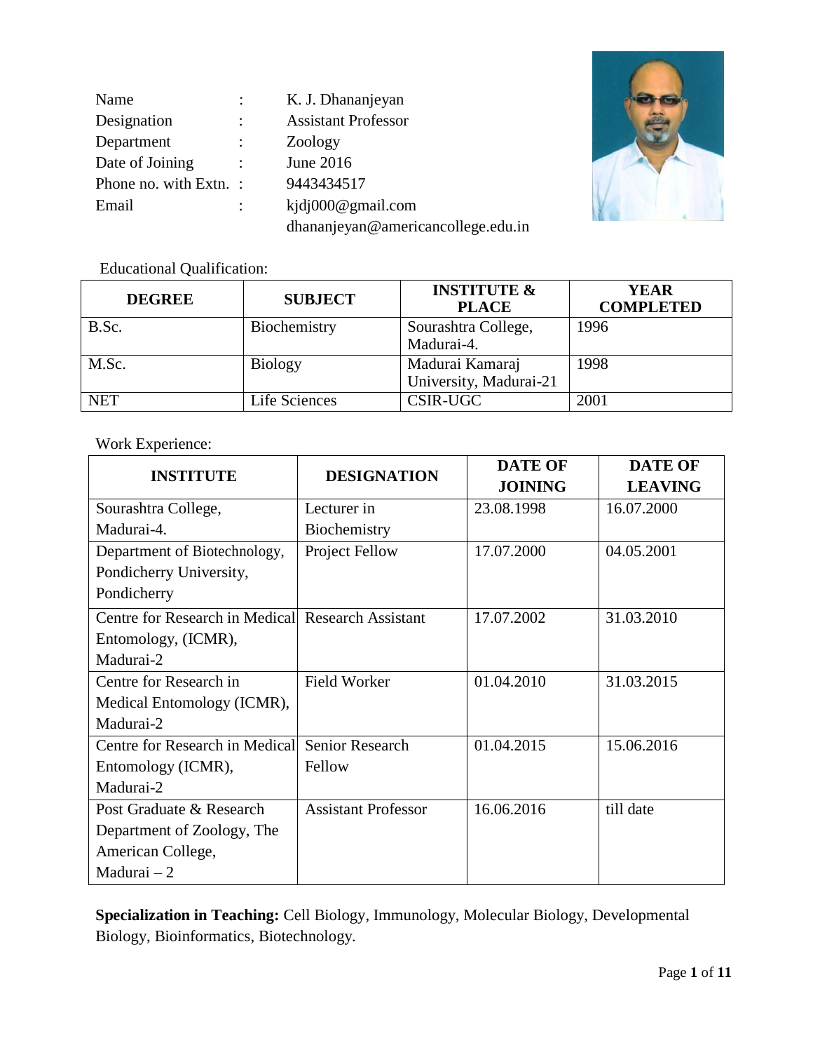| | | |
|---|---|---|
| Name | : | K. J. Dhananjeyan |
| Designation | : | Assistant Professor |
| Department | : | Zoology |
| Date of Joining | : | June 2016 |
| Phone no. with Extn. | : | 9443434517 |
| Email | : | kjdj000@gmail.com<br>dhananjeyan@americancollege.edu.in |

Educational Qualification:

| DEGREE | SUBJECT | INSTITUTE & PLACE | YEAR COMPLETED |
|---|---|---|---|
| B.Sc. | Biochemistry | Sourashtra College, Madurai-4. | 1996 |
| M.Sc. | Biology | Madurai Kamaraj University, Madurai-21 | 1998 |
| NET | Life Sciences | CSIR-UGC | 2001 |

Work Experience:

| INSTITUTE | DESIGNATION | DATE OF JOINING | DATE OF LEAVING |
|---|---|---|---|
| Sourashtra College, Madurai-4. | Lecturer in Biochemistry | 23.08.1998 | 16.07.2000 |
| Department of Biotechnology, Pondicherry University, Pondicherry | Project Fellow | 17.07.2000 | 04.05.2001 |
| Centre for Research in Medical Entomology, (ICMR), Madurai-2 | Research Assistant | 17.07.2002 | 31.03.2010 |
| Centre for Research in Medical Entomology (ICMR), Madurai-2 | Field Worker | 01.04.2010 | 31.03.2015 |
| Centre for Research in Medical Entomology (ICMR), Madurai-2 | Senior Research Fellow | 01.04.2015 | 15.06.2016 |
| Post Graduate & Research Department of Zoology, The American College, Madurai – 2 | Assistant Professor | 16.06.2016 | till date |

**Specialization in Teaching:** Cell Biology, Immunology, Molecular Biology, Developmental Biology, Bioinformatics, Biotechnology.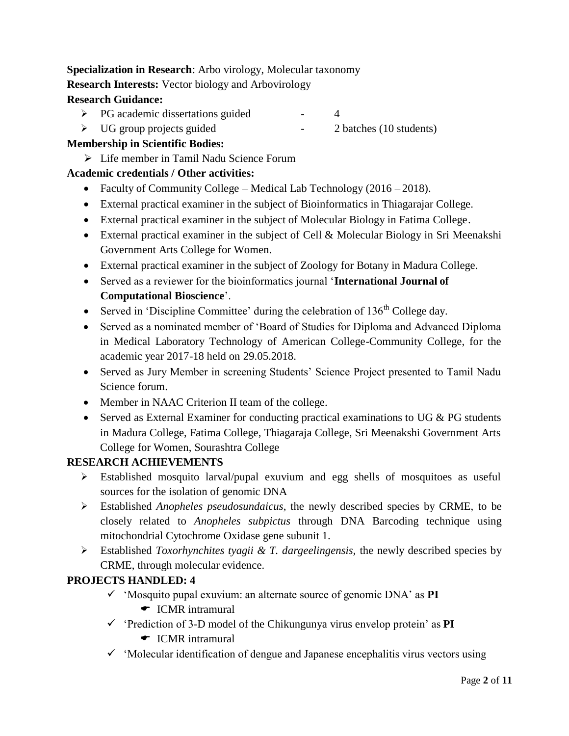**Specialization in Research**: Arbo virology, Molecular taxonomy

**Research Interests:** Vector biology and Arbovirology

**Research Guidance:**

- PG academic dissertations guided - 4
- UG group projects guided - 2 batches (10 students)

**Membership in Scientific Bodies:**

- Life member in Tamil Nadu Science Forum

**Academic credentials / Other activities:**

- Faculty of Community College – Medical Lab Technology (2016 – 2018).
- External practical examiner in the subject of Bioinformatics in Thiagarajar College.
- External practical examiner in the subject of Molecular Biology in Fatima College.
- External practical examiner in the subject of Cell & Molecular Biology in Sri Meenakshi Government Arts College for Women.
- External practical examiner in the subject of Zoology for Botany in Madura College.
- Served as a reviewer for the bioinformatics journal '**International Journal of Computational Bioscience**'.
- Served in 'Discipline Committee' during the celebration of 136th College day.
- Served as a nominated member of 'Board of Studies for Diploma and Advanced Diploma in Medical Laboratory Technology of American College-Community College, for the academic year 2017-18 held on 29.05.2018.
- Served as Jury Member in screening Students' Science Project presented to Tamil Nadu Science forum.
- Member in NAAC Criterion II team of the college.
- Served as External Examiner for conducting practical examinations to UG & PG students in Madura College, Fatima College, Thiagaraja College, Sri Meenakshi Government Arts College for Women, Sourashtra College

**RESEARCH ACHIEVEMENTS**

- Established mosquito larval/pupal exuvium and egg shells of mosquitoes as useful sources for the isolation of genomic DNA
- Established *Anopheles pseudosundaicus*, the newly described species by CRME, to be closely related to *Anopheles subpictus* through DNA Barcoding technique using mitochondrial Cytochrome Oxidase gene subunit 1.
- Established *Toxorhynchites tyagii & T. dargeelingensis*, the newly described species by CRME, through molecular evidence.

**PROJECTS HANDLED: 4**

- 'Mosquito pupal exuvium: an alternate source of genomic DNA' as **PI**
  - ICMR intramural
- 'Prediction of 3-D model of the Chikungunya virus envelop protein' as **PI**
  - ICMR intramural
- 'Molecular identification of dengue and Japanese encephalitis virus vectors using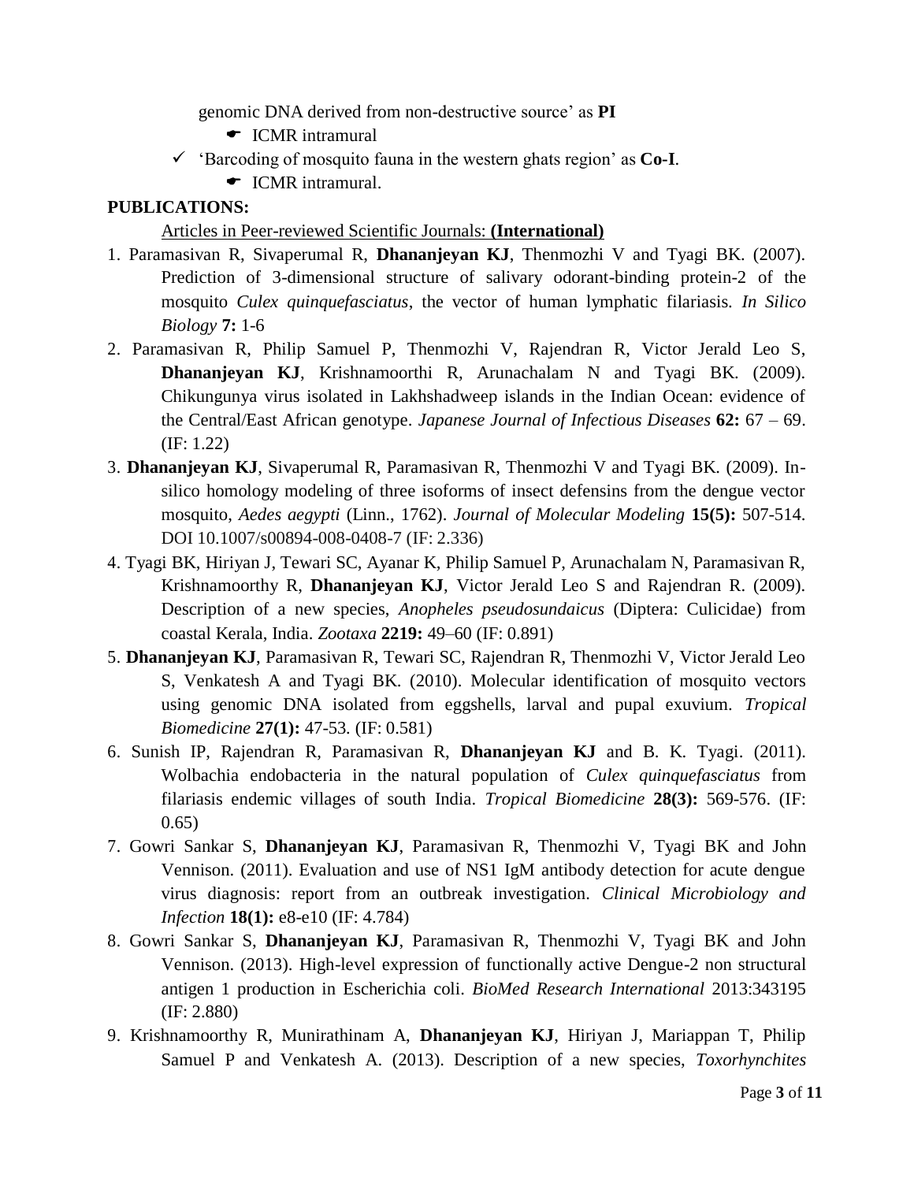genomic DNA derived from non-destructive source' as **PI**

- ☛ ICMR intramural

✓ 'Barcoding of mosquito fauna in the western ghats region' as **Co-I**.

- ☛ ICMR intramural.

**PUBLICATIONS:**

Articles in Peer-reviewed Scientific Journals: **(International)**

1. Paramasivan R, Sivaperumal R, **Dhananjeyan KJ**, Thenmozhi V and Tyagi BK. (2007). Prediction of 3-dimensional structure of salivary odorant-binding protein-2 of the mosquito *Culex quinquefasciatus*, the vector of human lymphatic filariasis. *In Silico Biology* **7:** 1-6
2. Paramasivan R, Philip Samuel P, Thenmozhi V, Rajendran R, Victor Jerald Leo S, **Dhananjeyan KJ**, Krishnamoorthi R, Arunachalam N and Tyagi BK. (2009). Chikungunya virus isolated in Lakhshadweep islands in the Indian Ocean: evidence of the Central/East African genotype. *Japanese Journal of Infectious Diseases* **62:** 67 – 69. (IF: 1.22)
3. **Dhananjeyan KJ**, Sivaperumal R, Paramasivan R, Thenmozhi V and Tyagi BK. (2009). In-silico homology modeling of three isoforms of insect defensins from the dengue vector mosquito, *Aedes aegypti* (Linn., 1762). *Journal of Molecular Modeling* **15(5):** 507-514. DOI 10.1007/s00894-008-0408-7 (IF: 2.336)
4. Tyagi BK, Hiriyan J, Tewari SC, Ayanar K, Philip Samuel P, Arunachalam N, Paramasivan R, Krishnamoorthy R, **Dhananjeyan KJ**, Victor Jerald Leo S and Rajendran R. (2009). Description of a new species, *Anopheles pseudosundaicus* (Diptera: Culicidae) from coastal Kerala, India. *Zootaxa* **2219:** 49–60 (IF: 0.891)
5. **Dhananjeyan KJ**, Paramasivan R, Tewari SC, Rajendran R, Thenmozhi V, Victor Jerald Leo S, Venkatesh A and Tyagi BK. (2010). Molecular identification of mosquito vectors using genomic DNA isolated from eggshells, larval and pupal exuvium. *Tropical Biomedicine* **27(1):** 47-53. (IF: 0.581)
6. Sunish IP, Rajendran R, Paramasivan R, **Dhananjeyan KJ** and B. K. Tyagi. (2011). Wolbachia endobacteria in the natural population of *Culex quinquefasciatus* from filariasis endemic villages of south India. *Tropical Biomedicine* **28(3):** 569-576. (IF: 0.65)
7. Gowri Sankar S, **Dhananjeyan KJ**, Paramasivan R, Thenmozhi V, Tyagi BK and John Vennison. (2011). Evaluation and use of NS1 IgM antibody detection for acute dengue virus diagnosis: report from an outbreak investigation. *Clinical Microbiology and Infection* **18(1):** e8-e10 (IF: 4.784)
8. Gowri Sankar S, **Dhananjeyan KJ**, Paramasivan R, Thenmozhi V, Tyagi BK and John Vennison. (2013). High-level expression of functionally active Dengue-2 non structural antigen 1 production in Escherichia coli. *BioMed Research International* 2013:343195 (IF: 2.880)
9. Krishnamoorthy R, Munirathinam A, **Dhananjeyan KJ**, Hiriyan J, Mariappan T, Philip Samuel P and Venkatesh A. (2013). Description of a new species, *Toxorhynchites*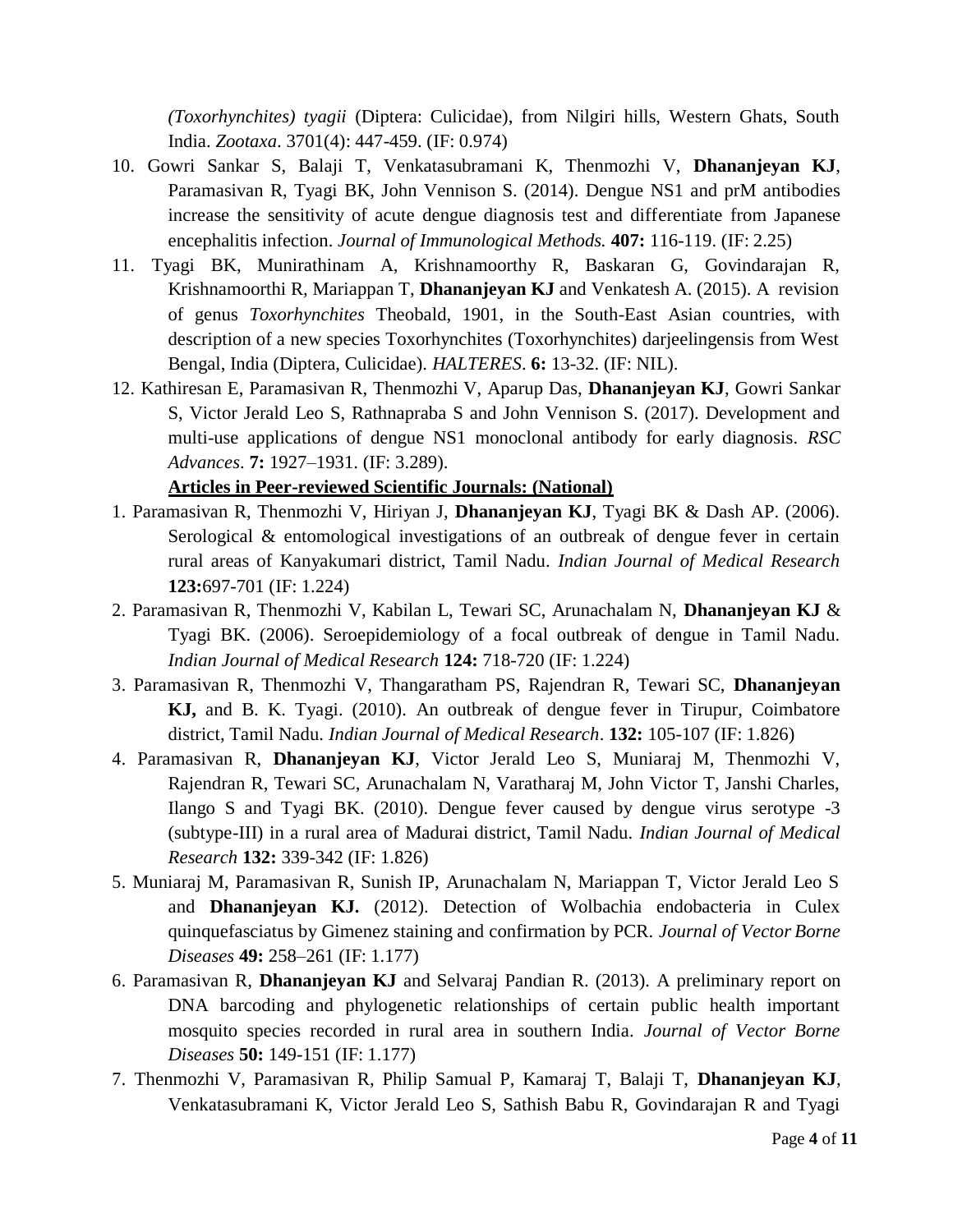*(Toxorhynchites) tyagii* (Diptera: Culicidae), from Nilgiri hills, Western Ghats, South India. *Zootaxa*. 3701(4): 447-459. (IF: 0.974)

10. Gowri Sankar S, Balaji T, Venkatasubramani K, Thenmozhi V, **Dhananjeyan KJ**, Paramasivan R, Tyagi BK, John Vennison S. (2014). Dengue NS1 and prM antibodies increase the sensitivity of acute dengue diagnosis test and differentiate from Japanese encephalitis infection. *Journal of Immunological Methods.* **407:** 116-119. (IF: 2.25)
11. Tyagi BK, Munirathinam A, Krishnamoorthy R, Baskaran G, Govindarajan R, Krishnamoorthi R, Mariappan T, **Dhananjeyan KJ** and Venkatesh A. (2015). A revision of genus *Toxorhynchites* Theobald, 1901, in the South-East Asian countries, with description of a new species Toxorhynchites (Toxorhynchites) darjeelingensis from West Bengal, India (Diptera, Culicidae). *HALTERES*. **6:** 13-32. (IF: NIL).
12. Kathiresan E, Paramasivan R, Thenmozhi V, Aparup Das, **Dhananjeyan KJ**, Gowri Sankar S, Victor Jerald Leo S, Rathnapraba S and John Vennison S. (2017). Development and multi-use applications of dengue NS1 monoclonal antibody for early diagnosis. *RSC Advances*. **7:** 1927–1931. (IF: 3.289).

**Articles in Peer-reviewed Scientific Journals: (National)**

1. Paramasivan R, Thenmozhi V, Hiriyan J, **Dhananjeyan KJ**, Tyagi BK & Dash AP. (2006). Serological & entomological investigations of an outbreak of dengue fever in certain rural areas of Kanyakumari district, Tamil Nadu. *Indian Journal of Medical Research* **123:**697-701 (IF: 1.224)
2. Paramasivan R, Thenmozhi V, Kabilan L, Tewari SC, Arunachalam N, **Dhananjeyan KJ** & Tyagi BK. (2006). Seroepidemiology of a focal outbreak of dengue in Tamil Nadu. *Indian Journal of Medical Research* **124:** 718-720 (IF: 1.224)
3. Paramasivan R, Thenmozhi V, Thangaratham PS, Rajendran R, Tewari SC, **Dhananjeyan KJ,** and B. K. Tyagi. (2010). An outbreak of dengue fever in Tirupur, Coimbatore district, Tamil Nadu. *Indian Journal of Medical Research*. **132:** 105-107 (IF: 1.826)
4. Paramasivan R, **Dhananjeyan KJ**, Victor Jerald Leo S, Muniaraj M, Thenmozhi V, Rajendran R, Tewari SC, Arunachalam N, Varatharaj M, John Victor T, Janshi Charles, Ilango S and Tyagi BK. (2010). Dengue fever caused by dengue virus serotype -3 (subtype-III) in a rural area of Madurai district, Tamil Nadu. *Indian Journal of Medical Research* **132:** 339-342 (IF: 1.826)
5. Muniaraj M, Paramasivan R, Sunish IP, Arunachalam N, Mariappan T, Victor Jerald Leo S and **Dhananjeyan KJ.** (2012). Detection of Wolbachia endobacteria in Culex quinquefasciatus by Gimenez staining and confirmation by PCR. *Journal of Vector Borne Diseases* **49:** 258–261 (IF: 1.177)
6. Paramasivan R, **Dhananjeyan KJ** and Selvaraj Pandian R. (2013). A preliminary report on DNA barcoding and phylogenetic relationships of certain public health important mosquito species recorded in rural area in southern India. *Journal of Vector Borne Diseases* **50:** 149-151 (IF: 1.177)
7. Thenmozhi V, Paramasivan R, Philip Samual P, Kamaraj T, Balaji T, **Dhananjeyan KJ**, Venkatasubramani K, Victor Jerald Leo S, Sathish Babu R, Govindarajan R and Tyagi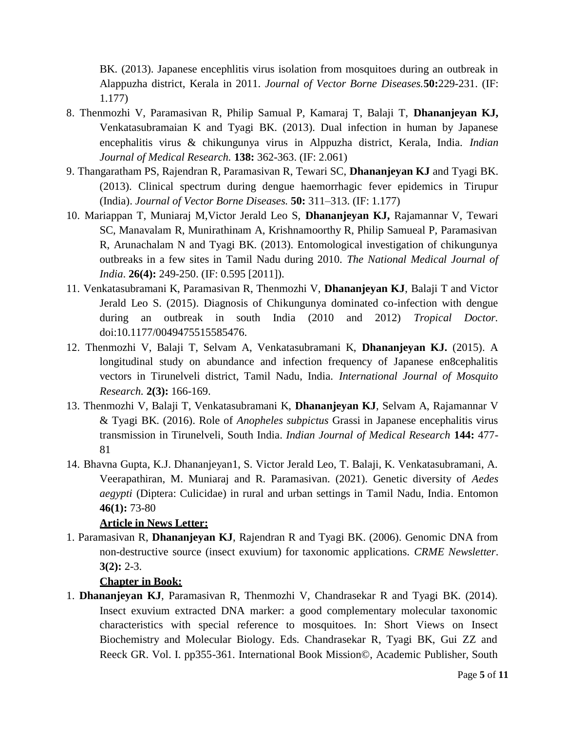BK. (2013). Japanese encephlitis virus isolation from mosquitoes during an outbreak in Alappuzha district, Kerala in 2011. *Journal of Vector Borne Diseases.***50:**229-231. (IF: 1.177)

8. Thenmozhi V, Paramasivan R, Philip Samual P, Kamaraj T, Balaji T, **Dhananjeyan KJ,** Venkatasubramaian K and Tyagi BK. (2013). Dual infection in human by Japanese encephalitis virus & chikungunya virus in Alppuzha district, Kerala, India. *Indian Journal of Medical Research.* **138:** 362-363. (IF: 2.061)
9. Thangaratham PS, Rajendran R, Paramasivan R, Tewari SC, **Dhananjeyan KJ** and Tyagi BK. (2013). Clinical spectrum during dengue haemorrhagic fever epidemics in Tirupur (India). *Journal of Vector Borne Diseases.* **50:** 311–313. (IF: 1.177)
10. Mariappan T, Muniaraj M,Victor Jerald Leo S, **Dhananjeyan KJ,** Rajamannar V, Tewari SC, Manavalam R, Munirathinam A, Krishnamoorthy R, Philip Samueal P, Paramasivan R, Arunachalam N and Tyagi BK. (2013). Entomological investigation of chikungunya outbreaks in a few sites in Tamil Nadu during 2010. *The National Medical Journal of India*. **26(4):** 249-250. (IF: 0.595 [2011]).
11. Venkatasubramani K, Paramasivan R, Thenmozhi V, **Dhananjeyan KJ**, Balaji T and Victor Jerald Leo S. (2015). Diagnosis of Chikungunya dominated co-infection with dengue during an outbreak in south India (2010 and 2012) *Tropical Doctor.* doi:10.1177/0049475515585476.
12. Thenmozhi V, Balaji T, Selvam A, Venkatasubramani K, **Dhananjeyan KJ.** (2015). A longitudinal study on abundance and infection frequency of Japanese en8cephalitis vectors in Tirunelveli district, Tamil Nadu, India. *International Journal of Mosquito Research.* **2(3):** 166-169.
13. Thenmozhi V, Balaji T, Venkatasubramani K, **Dhananjeyan KJ**, Selvam A, Rajamannar V & Tyagi BK. (2016). Role of *Anopheles subpictus* Grassi in Japanese encephalitis virus transmission in Tirunelveli, South India. *Indian Journal of Medical Research* **144:** 477-81
14. Bhavna Gupta, K.J. Dhananjeyan1, S. Victor Jerald Leo, T. Balaji, K. Venkatasubramani, A. Veerapathiran, M. Muniaraj and R. Paramasivan. (2021). Genetic diversity of *Aedes aegypti* (Diptera: Culicidae) in rural and urban settings in Tamil Nadu, India. Entomon **46(1):** 73-80

**Article in News Letter:**

1. Paramasivan R, **Dhananjeyan KJ**, Rajendran R and Tyagi BK. (2006). Genomic DNA from non-destructive source (insect exuvium) for taxonomic applications. *CRME Newsletter*. **3(2):** 2-3.

**Chapter in Book:**

1. **Dhananjeyan KJ**, Paramasivan R, Thenmozhi V, Chandrasekar R and Tyagi BK. (2014). Insect exuvium extracted DNA marker: a good complementary molecular taxonomic characteristics with special reference to mosquitoes. In: Short Views on Insect Biochemistry and Molecular Biology. Eds. Chandrasekar R, Tyagi BK, Gui ZZ and Reeck GR. Vol. I. pp355-361. International Book Mission©, Academic Publisher, South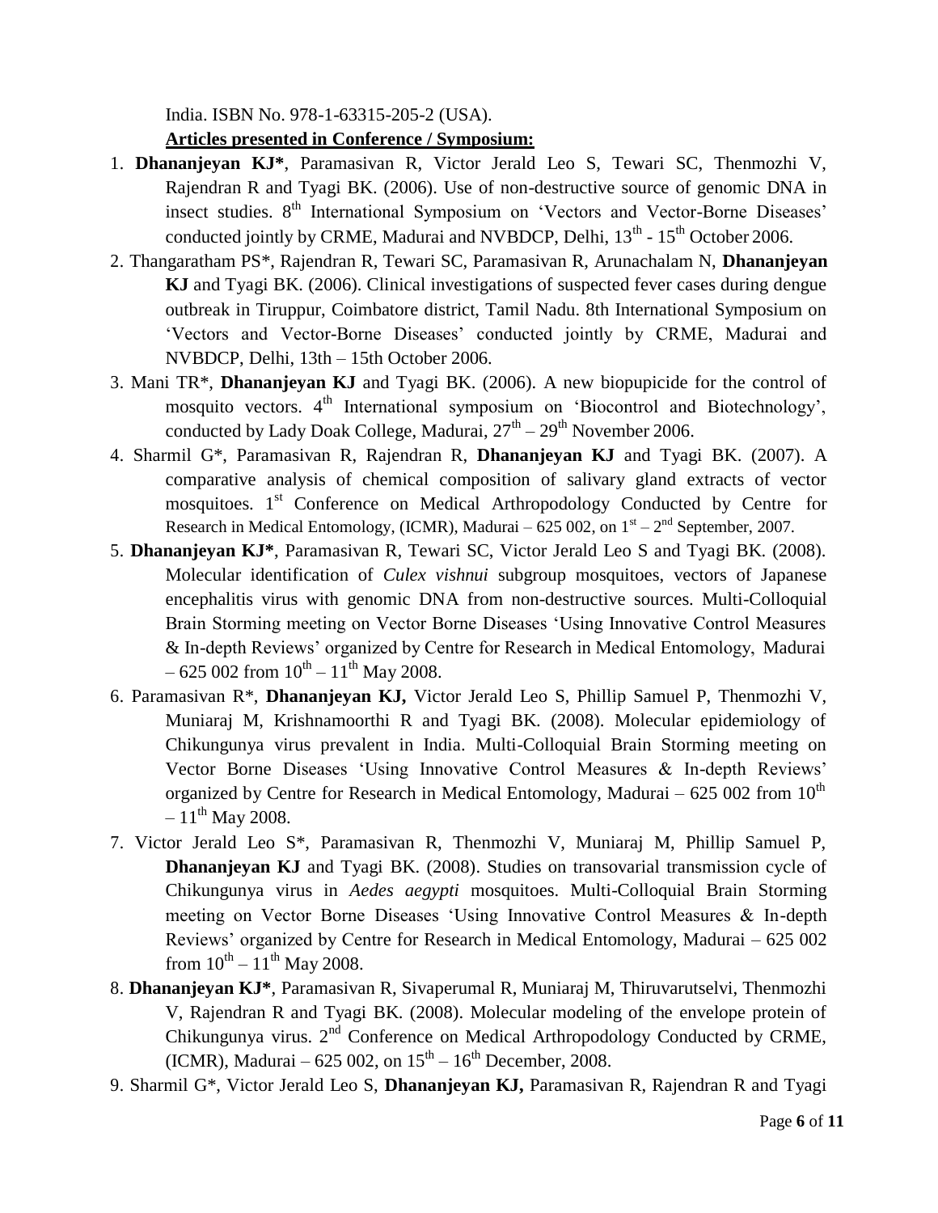India. ISBN No. 978-1-63315-205-2 (USA).

**Articles presented in Conference / Symposium:**

1. **Dhananjeyan KJ***, Paramasivan R, Victor Jerald Leo S, Tewari SC, Thenmozhi V, Rajendran R and Tyagi BK. (2006). Use of non-destructive source of genomic DNA in insect studies. 8th International Symposium on 'Vectors and Vector-Borne Diseases' conducted jointly by CRME, Madurai and NVBDCP, Delhi, 13th - 15th October 2006.
2. Thangaratham PS*, Rajendran R, Tewari SC, Paramasivan R, Arunachalam N, **Dhananjeyan KJ** and Tyagi BK. (2006). Clinical investigations of suspected fever cases during dengue outbreak in Tiruppur, Coimbatore district, Tamil Nadu. 8th International Symposium on 'Vectors and Vector-Borne Diseases' conducted jointly by CRME, Madurai and NVBDCP, Delhi, 13th – 15th October 2006.
3. Mani TR*, **Dhananjeyan KJ** and Tyagi BK. (2006). A new biopupicide for the control of mosquito vectors. 4th International symposium on 'Biocontrol and Biotechnology', conducted by Lady Doak College, Madurai, 27th – 29th November 2006.
4. Sharmil G*, Paramasivan R, Rajendran R, **Dhananjeyan KJ** and Tyagi BK. (2007). A comparative analysis of chemical composition of salivary gland extracts of vector mosquitoes. 1st Conference on Medical Arthropodology Conducted by Centre for Research in Medical Entomology, (ICMR), Madurai – 625 002, on 1st – 2nd September, 2007.
5. **Dhananjeyan KJ***, Paramasivan R, Tewari SC, Victor Jerald Leo S and Tyagi BK. (2008). Molecular identification of *Culex vishnui* subgroup mosquitoes, vectors of Japanese encephalitis virus with genomic DNA from non-destructive sources. Multi-Colloquial Brain Storming meeting on Vector Borne Diseases 'Using Innovative Control Measures & In-depth Reviews' organized by Centre for Research in Medical Entomology, Madurai – 625 002 from 10th – 11th May 2008.
6. Paramasivan R*, **Dhananjeyan KJ,** Victor Jerald Leo S, Phillip Samuel P, Thenmozhi V, Muniaraj M, Krishnamoorthi R and Tyagi BK. (2008). Molecular epidemiology of Chikungunya virus prevalent in India. Multi-Colloquial Brain Storming meeting on Vector Borne Diseases 'Using Innovative Control Measures & In-depth Reviews' organized by Centre for Research in Medical Entomology, Madurai – 625 002 from 10th – 11th May 2008.
7. Victor Jerald Leo S*, Paramasivan R, Thenmozhi V, Muniaraj M, Phillip Samuel P, **Dhananjeyan KJ** and Tyagi BK. (2008). Studies on transovarial transmission cycle of Chikungunya virus in *Aedes aegypti* mosquitoes. Multi-Colloquial Brain Storming meeting on Vector Borne Diseases 'Using Innovative Control Measures & In-depth Reviews' organized by Centre for Research in Medical Entomology, Madurai – 625 002 from 10th – 11th May 2008.
8. **Dhananjeyan KJ***, Paramasivan R, Sivaperumal R, Muniaraj M, Thiruvarutselvi, Thenmozhi V, Rajendran R and Tyagi BK. (2008). Molecular modeling of the envelope protein of Chikungunya virus. 2nd Conference on Medical Arthropodology Conducted by CRME, (ICMR), Madurai – 625 002, on 15th – 16th December, 2008.
9. Sharmil G*, Victor Jerald Leo S, **Dhananjeyan KJ,** Paramasivan R, Rajendran R and Tyagi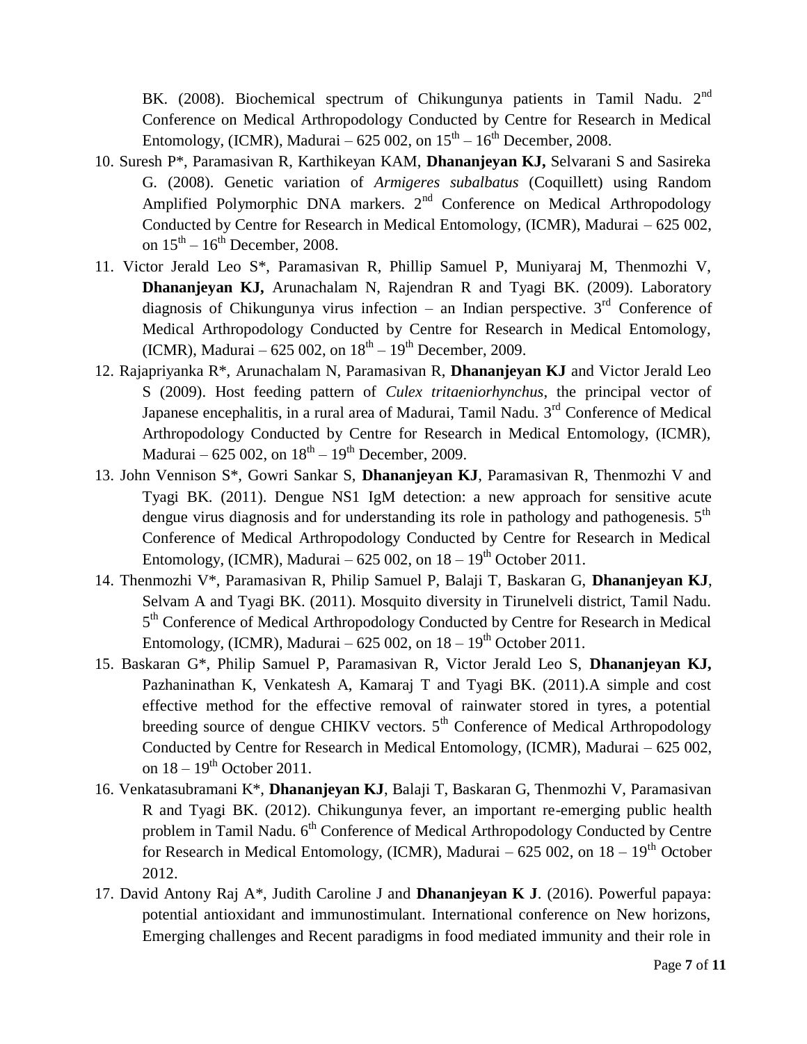BK. (2008). Biochemical spectrum of Chikungunya patients in Tamil Nadu. 2nd Conference on Medical Arthropodology Conducted by Centre for Research in Medical Entomology, (ICMR), Madurai – 625 002, on 15th – 16th December, 2008.

10. Suresh P*, Paramasivan R, Karthikeyan KAM, **Dhananjeyan KJ,** Selvarani S and Sasireka G. (2008). Genetic variation of *Armigeres subalbatus* (Coquillett) using Random Amplified Polymorphic DNA markers. 2nd Conference on Medical Arthropodology Conducted by Centre for Research in Medical Entomology, (ICMR), Madurai – 625 002, on 15th – 16th December, 2008.
11. Victor Jerald Leo S*, Paramasivan R, Phillip Samuel P, Muniyaraj M, Thenmozhi V, **Dhananjeyan KJ,** Arunachalam N, Rajendran R and Tyagi BK. (2009). Laboratory diagnosis of Chikungunya virus infection – an Indian perspective. 3rd Conference of Medical Arthropodology Conducted by Centre for Research in Medical Entomology, (ICMR), Madurai – 625 002, on 18th – 19th December, 2009.
12. Rajapriyanka R*, Arunachalam N, Paramasivan R, **Dhananjeyan KJ** and Victor Jerald Leo S (2009). Host feeding pattern of *Culex tritaeniorhynchus*, the principal vector of Japanese encephalitis, in a rural area of Madurai, Tamil Nadu. 3rd Conference of Medical Arthropodology Conducted by Centre for Research in Medical Entomology, (ICMR), Madurai – 625 002, on 18th – 19th December, 2009.
13. John Vennison S*, Gowri Sankar S, **Dhananjeyan KJ**, Paramasivan R, Thenmozhi V and Tyagi BK. (2011). Dengue NS1 IgM detection: a new approach for sensitive acute dengue virus diagnosis and for understanding its role in pathology and pathogenesis. 5th Conference of Medical Arthropodology Conducted by Centre for Research in Medical Entomology, (ICMR), Madurai – 625 002, on 18 – 19th October 2011.
14. Thenmozhi V*, Paramasivan R, Philip Samuel P, Balaji T, Baskaran G, **Dhananjeyan KJ**, Selvam A and Tyagi BK. (2011). Mosquito diversity in Tirunelveli district, Tamil Nadu. 5th Conference of Medical Arthropodology Conducted by Centre for Research in Medical Entomology, (ICMR), Madurai – 625 002, on 18 – 19th October 2011.
15. Baskaran G*, Philip Samuel P, Paramasivan R, Victor Jerald Leo S, **Dhananjeyan KJ,** Pazhaninathan K, Venkatesh A, Kamaraj T and Tyagi BK. (2011).A simple and cost effective method for the effective removal of rainwater stored in tyres, a potential breeding source of dengue CHIKV vectors. 5th Conference of Medical Arthropodology Conducted by Centre for Research in Medical Entomology, (ICMR), Madurai – 625 002, on 18 – 19th October 2011.
16. Venkatasubramani K*, **Dhananjeyan KJ**, Balaji T, Baskaran G, Thenmozhi V, Paramasivan R and Tyagi BK. (2012). Chikungunya fever, an important re-emerging public health problem in Tamil Nadu. 6th Conference of Medical Arthropodology Conducted by Centre for Research in Medical Entomology, (ICMR), Madurai – 625 002, on 18 – 19th October 2012.
17. David Antony Raj A*, Judith Caroline J and **Dhananjeyan K J**. (2016). Powerful papaya: potential antioxidant and immunostimulant. International conference on New horizons, Emerging challenges and Recent paradigms in food mediated immunity and their role in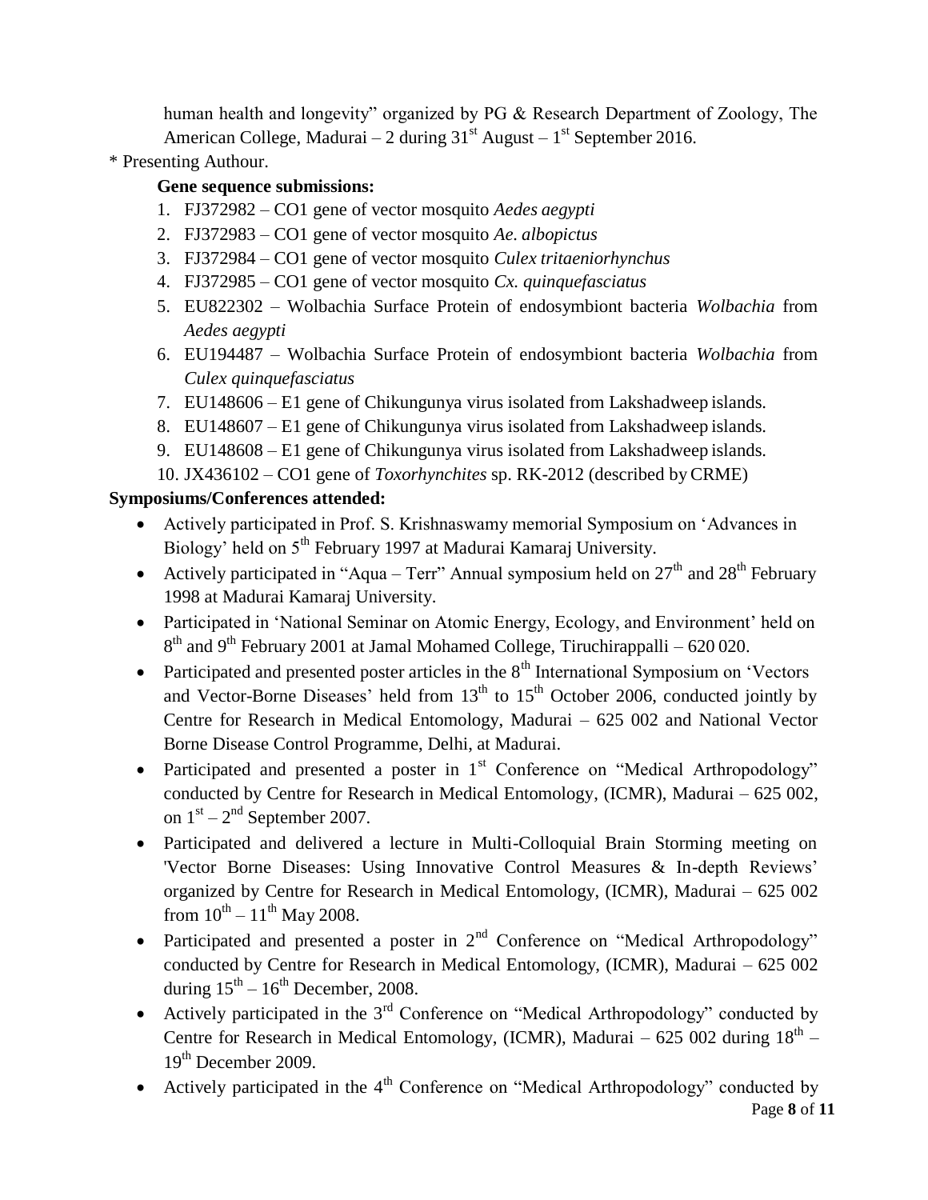human health and longevity" organized by PG & Research Department of Zoology, The American College, Madurai – 2 during 31st August – 1st September 2016.

* Presenting Authour.

**Gene sequence submissions:**

1. FJ372982 – CO1 gene of vector mosquito *Aedes aegypti*
2. FJ372983 – CO1 gene of vector mosquito *Ae. albopictus*
3. FJ372984 – CO1 gene of vector mosquito *Culex tritaeniorhynchus*
4. FJ372985 – CO1 gene of vector mosquito *Cx. quinquefasciatus*
5. EU822302 – Wolbachia Surface Protein of endosymbiont bacteria *Wolbachia* from *Aedes aegypti*
6. EU194487 – Wolbachia Surface Protein of endosymbiont bacteria *Wolbachia* from *Culex quinquefasciatus*
7. EU148606 – E1 gene of Chikungunya virus isolated from Lakshadweep islands.
8. EU148607 – E1 gene of Chikungunya virus isolated from Lakshadweep islands.
9. EU148608 – E1 gene of Chikungunya virus isolated from Lakshadweep islands.
10. JX436102 – CO1 gene of *Toxorhynchites* sp. RK-2012 (described by CRME)

**Symposiums/Conferences attended:**

- Actively participated in Prof. S. Krishnaswamy memorial Symposium on 'Advances in Biology' held on 5th February 1997 at Madurai Kamaraj University.
- Actively participated in "Aqua – Terr" Annual symposium held on 27th and 28th February 1998 at Madurai Kamaraj University.
- Participated in 'National Seminar on Atomic Energy, Ecology, and Environment' held on 8th and 9th February 2001 at Jamal Mohamed College, Tiruchirappalli – 620 020.
- Participated and presented poster articles in the 8th International Symposium on 'Vectors and Vector-Borne Diseases' held from 13th to 15th October 2006, conducted jointly by Centre for Research in Medical Entomology, Madurai – 625 002 and National Vector Borne Disease Control Programme, Delhi, at Madurai.
- Participated and presented a poster in 1st Conference on "Medical Arthropodology" conducted by Centre for Research in Medical Entomology, (ICMR), Madurai – 625 002, on 1st – 2nd September 2007.
- Participated and delivered a lecture in Multi-Colloquial Brain Storming meeting on 'Vector Borne Diseases: Using Innovative Control Measures & In-depth Reviews' organized by Centre for Research in Medical Entomology, (ICMR), Madurai – 625 002 from 10th – 11th May 2008.
- Participated and presented a poster in 2nd Conference on "Medical Arthropodology" conducted by Centre for Research in Medical Entomology, (ICMR), Madurai – 625 002 during 15th – 16th December, 2008.
- Actively participated in the 3rd Conference on "Medical Arthropodology" conducted by Centre for Research in Medical Entomology, (ICMR), Madurai – 625 002 during 18th – 19th December 2009.
- Actively participated in the 4th Conference on "Medical Arthropodology" conducted by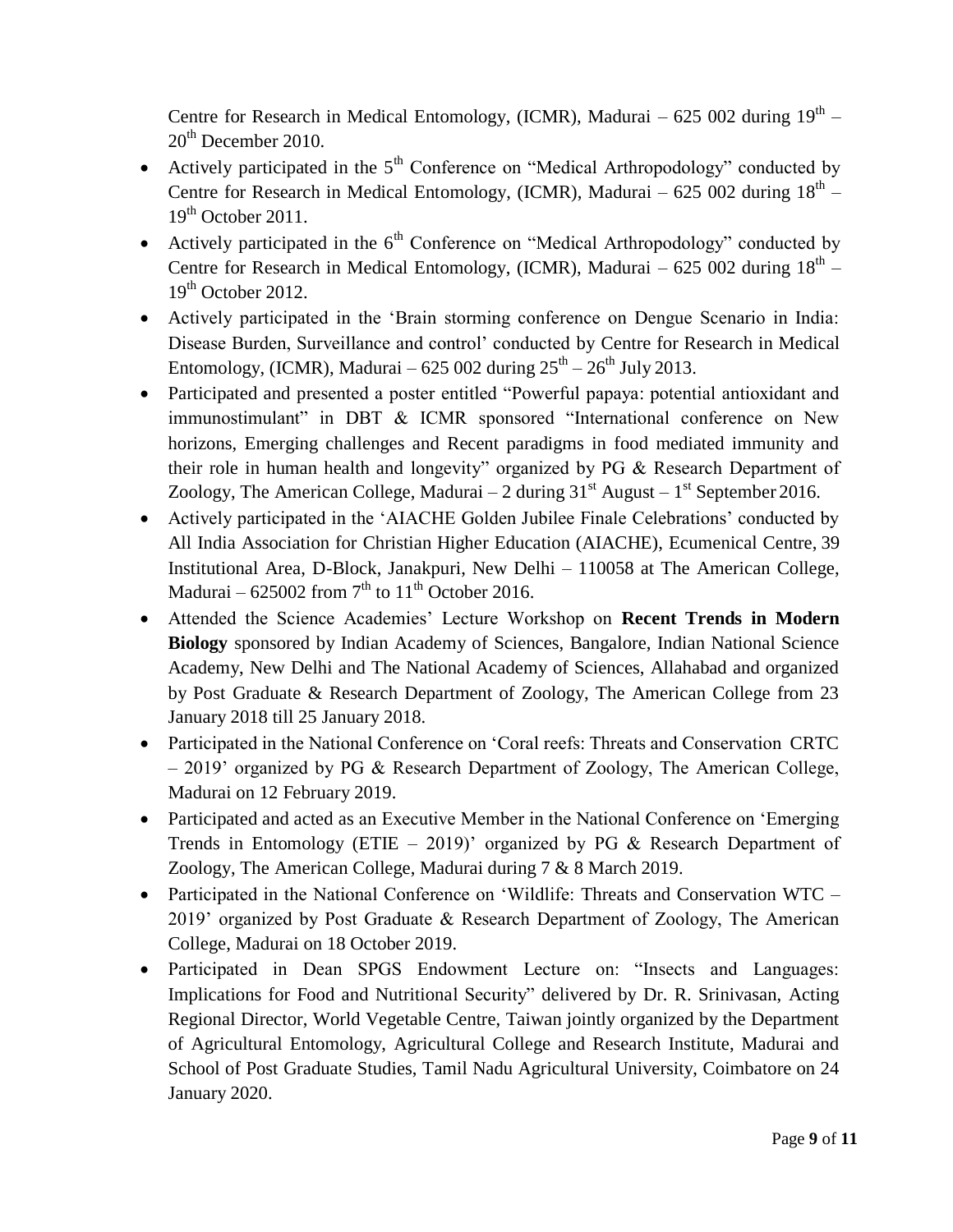Centre for Research in Medical Entomology, (ICMR), Madurai – 625 002 during 19th – 20th December 2010.

- Actively participated in the 5th Conference on "Medical Arthropodology" conducted by Centre for Research in Medical Entomology, (ICMR), Madurai – 625 002 during 18th – 19th October 2011.
- Actively participated in the 6th Conference on "Medical Arthropodology" conducted by Centre for Research in Medical Entomology, (ICMR), Madurai – 625 002 during 18th – 19th October 2012.
- Actively participated in the 'Brain storming conference on Dengue Scenario in India: Disease Burden, Surveillance and control' conducted by Centre for Research in Medical Entomology, (ICMR), Madurai – 625 002 during 25th – 26th July 2013.
- Participated and presented a poster entitled "Powerful papaya: potential antioxidant and immunostimulant" in DBT & ICMR sponsored "International conference on New horizons, Emerging challenges and Recent paradigms in food mediated immunity and their role in human health and longevity" organized by PG & Research Department of Zoology, The American College, Madurai – 2 during 31st August – 1st September 2016.
- Actively participated in the 'AIACHE Golden Jubilee Finale Celebrations' conducted by All India Association for Christian Higher Education (AIACHE), Ecumenical Centre, 39 Institutional Area, D-Block, Janakpuri, New Delhi – 110058 at The American College, Madurai – 625002 from 7th to 11th October 2016.
- Attended the Science Academies' Lecture Workshop on **Recent Trends in Modern Biology** sponsored by Indian Academy of Sciences, Bangalore, Indian National Science Academy, New Delhi and The National Academy of Sciences, Allahabad and organized by Post Graduate & Research Department of Zoology, The American College from 23 January 2018 till 25 January 2018.
- Participated in the National Conference on 'Coral reefs: Threats and Conservation CRTC – 2019' organized by PG & Research Department of Zoology, The American College, Madurai on 12 February 2019.
- Participated and acted as an Executive Member in the National Conference on 'Emerging Trends in Entomology (ETIE – 2019)' organized by PG & Research Department of Zoology, The American College, Madurai during 7 & 8 March 2019.
- Participated in the National Conference on 'Wildlife: Threats and Conservation WTC – 2019' organized by Post Graduate & Research Department of Zoology, The American College, Madurai on 18 October 2019.
- Participated in Dean SPGS Endowment Lecture on: "Insects and Languages: Implications for Food and Nutritional Security" delivered by Dr. R. Srinivasan, Acting Regional Director, World Vegetable Centre, Taiwan jointly organized by the Department of Agricultural Entomology, Agricultural College and Research Institute, Madurai and School of Post Graduate Studies, Tamil Nadu Agricultural University, Coimbatore on 24 January 2020.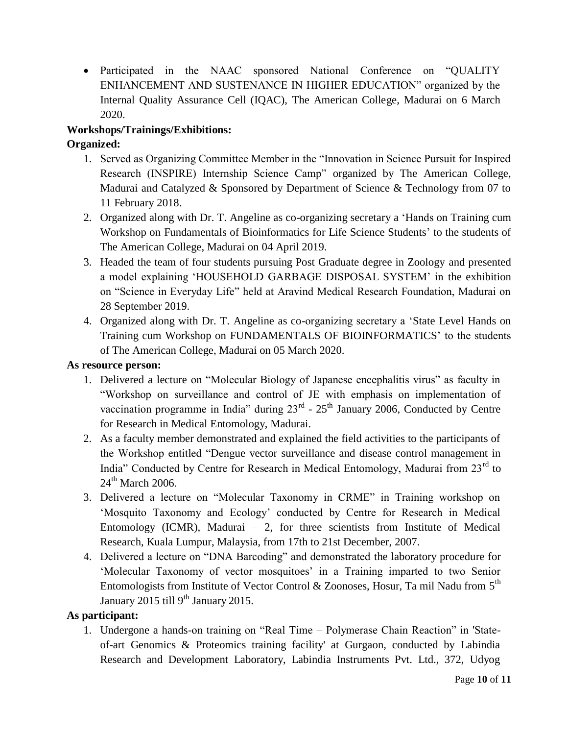- Participated in the NAAC sponsored National Conference on "QUALITY ENHANCEMENT AND SUSTENANCE IN HIGHER EDUCATION" organized by the Internal Quality Assurance Cell (IQAC), The American College, Madurai on 6 March 2020.

**Workshops/Trainings/Exhibitions:**

**Organized:**

1. Served as Organizing Committee Member in the "Innovation in Science Pursuit for Inspired Research (INSPIRE) Internship Science Camp" organized by The American College, Madurai and Catalyzed & Sponsored by Department of Science & Technology from 07 to 11 February 2018.
2. Organized along with Dr. T. Angeline as co-organizing secretary a 'Hands on Training cum Workshop on Fundamentals of Bioinformatics for Life Science Students' to the students of The American College, Madurai on 04 April 2019.
3. Headed the team of four students pursuing Post Graduate degree in Zoology and presented a model explaining 'HOUSEHOLD GARBAGE DISPOSAL SYSTEM' in the exhibition on "Science in Everyday Life" held at Aravind Medical Research Foundation, Madurai on 28 September 2019.
4. Organized along with Dr. T. Angeline as co-organizing secretary a 'State Level Hands on Training cum Workshop on FUNDAMENTALS OF BIOINFORMATICS' to the students of The American College, Madurai on 05 March 2020.

**As resource person:**

1. Delivered a lecture on "Molecular Biology of Japanese encephalitis virus" as faculty in "Workshop on surveillance and control of JE with emphasis on implementation of vaccination programme in India" during 23rd - 25th January 2006, Conducted by Centre for Research in Medical Entomology, Madurai.
2. As a faculty member demonstrated and explained the field activities to the participants of the Workshop entitled "Dengue vector surveillance and disease control management in India" Conducted by Centre for Research in Medical Entomology, Madurai from 23rd to 24th March 2006.
3. Delivered a lecture on "Molecular Taxonomy in CRME" in Training workshop on 'Mosquito Taxonomy and Ecology' conducted by Centre for Research in Medical Entomology (ICMR), Madurai – 2, for three scientists from Institute of Medical Research, Kuala Lumpur, Malaysia, from 17th to 21st December, 2007.
4. Delivered a lecture on "DNA Barcoding" and demonstrated the laboratory procedure for 'Molecular Taxonomy of vector mosquitoes' in a Training imparted to two Senior Entomologists from Institute of Vector Control & Zoonoses, Hosur, Ta mil Nadu from 5th January 2015 till 9th January 2015.

**As participant:**

1. Undergone a hands-on training on "Real Time – Polymerase Chain Reaction" in 'State-of-art Genomics & Proteomics training facility' at Gurgaon, conducted by Labindia Research and Development Laboratory, Labindia Instruments Pvt. Ltd., 372, Udyog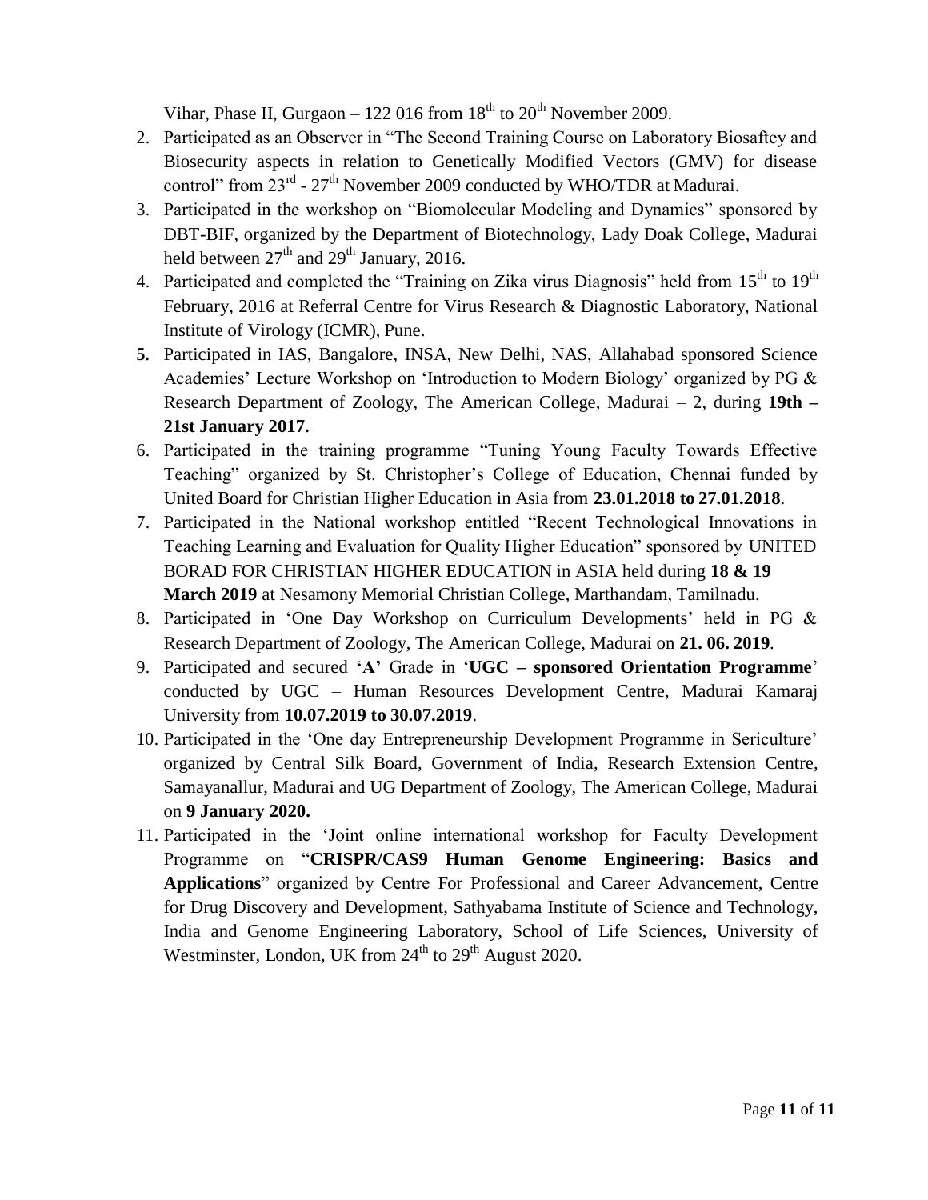Vihar, Phase II, Gurgaon – 122 016 from 18th to 20th November 2009.

2. Participated as an Observer in "The Second Training Course on Laboratory Biosaftey and Biosecurity aspects in relation to Genetically Modified Vectors (GMV) for disease control" from 23rd - 27th November 2009 conducted by WHO/TDR at Madurai.
3. Participated in the workshop on "Biomolecular Modeling and Dynamics" sponsored by DBT-BIF, organized by the Department of Biotechnology, Lady Doak College, Madurai held between 27th and 29th January, 2016.
4. Participated and completed the "Training on Zika virus Diagnosis" held from 15th to 19th February, 2016 at Referral Centre for Virus Research & Diagnostic Laboratory, National Institute of Virology (ICMR), Pune.
5. Participated in IAS, Bangalore, INSA, New Delhi, NAS, Allahabad sponsored Science Academies' Lecture Workshop on 'Introduction to Modern Biology' organized by PG & Research Department of Zoology, The American College, Madurai – 2, during **19th – 21st January 2017.**
6. Participated in the training programme "Tuning Young Faculty Towards Effective Teaching" organized by St. Christopher's College of Education, Chennai funded by United Board for Christian Higher Education in Asia from **23.01.2018 to 27.01.2018**.
7. Participated in the National workshop entitled "Recent Technological Innovations in Teaching Learning and Evaluation for Quality Higher Education" sponsored by UNITED BORAD FOR CHRISTIAN HIGHER EDUCATION in ASIA held during **18 & 19 March 2019** at Nesamony Memorial Christian College, Marthandam, Tamilnadu.
8. Participated in 'One Day Workshop on Curriculum Developments' held in PG & Research Department of Zoology, The American College, Madurai on **21. 06. 2019**.
9. Participated and secured **'A'** Grade in '**UGC – sponsored Orientation Programme**' conducted by UGC – Human Resources Development Centre, Madurai Kamaraj University from **10.07.2019 to 30.07.2019**.
10. Participated in the 'One day Entrepreneurship Development Programme in Sericulture' organized by Central Silk Board, Government of India, Research Extension Centre, Samayanallur, Madurai and UG Department of Zoology, The American College, Madurai on **9 January 2020.**
11. Participated in the 'Joint online international workshop for Faculty Development Programme on "**CRISPR/CAS9 Human Genome Engineering: Basics and Applications**" organized by Centre For Professional and Career Advancement, Centre for Drug Discovery and Development, Sathyabama Institute of Science and Technology, India and Genome Engineering Laboratory, School of Life Sciences, University of Westminster, London, UK from 24th to 29th August 2020.